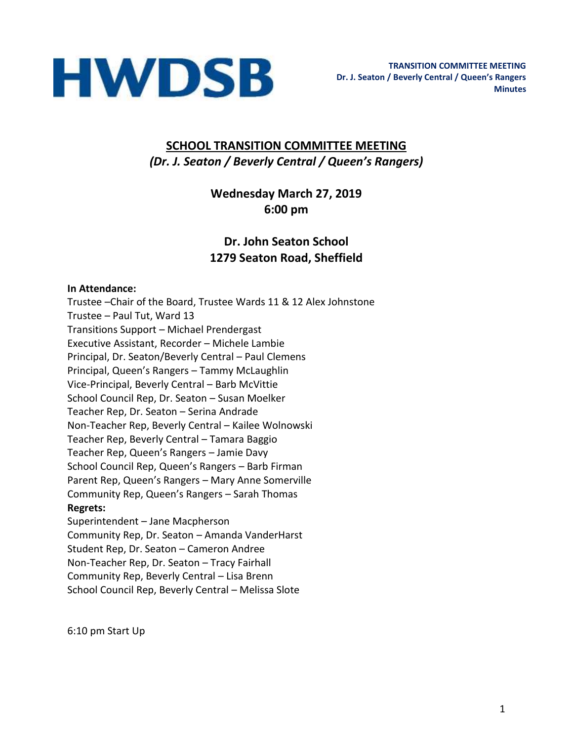**HWDSB**

**TRANSITION COMMITTEE MEETING**
**Dr. J. Seaton / Beverly Central / Queen's Rangers**
**Minutes**

# SCHOOL TRANSITION COMMITTEE MEETING

***(Dr. J. Seaton / Beverly Central / Queen's Rangers)***

**Wednesday March 27, 2019**
**6:00 pm**

**Dr. John Seaton School**
**1279 Seaton Road, Sheffield**

**In Attendance:**
Trustee –Chair of the Board, Trustee Wards 11 & 12 Alex Johnstone
Trustee – Paul Tut, Ward 13
Transitions Support – Michael Prendergast
Executive Assistant, Recorder – Michele Lambie
Principal, Dr. Seaton/Beverly Central – Paul Clemens
Principal, Queen's Rangers – Tammy McLaughlin
Vice-Principal, Beverly Central – Barb McVittie
School Council Rep, Dr. Seaton – Susan Moelker
Teacher Rep, Dr. Seaton – Serina Andrade
Non-Teacher Rep, Beverly Central – Kailee Wolnowski
Teacher Rep, Beverly Central – Tamara Baggio
Teacher Rep, Queen's Rangers – Jamie Davy
School Council Rep, Queen's Rangers – Barb Firman
Parent Rep, Queen's Rangers – Mary Anne Somerville
Community Rep, Queen's Rangers – Sarah Thomas

**Regrets:**
Superintendent – Jane Macpherson
Community Rep, Dr. Seaton – Amanda VanderHarst
Student Rep, Dr. Seaton – Cameron Andree
Non-Teacher Rep, Dr. Seaton – Tracy Fairhall
Community Rep, Beverly Central – Lisa Brenn
School Council Rep, Beverly Central – Melissa Slote

6:10 pm Start Up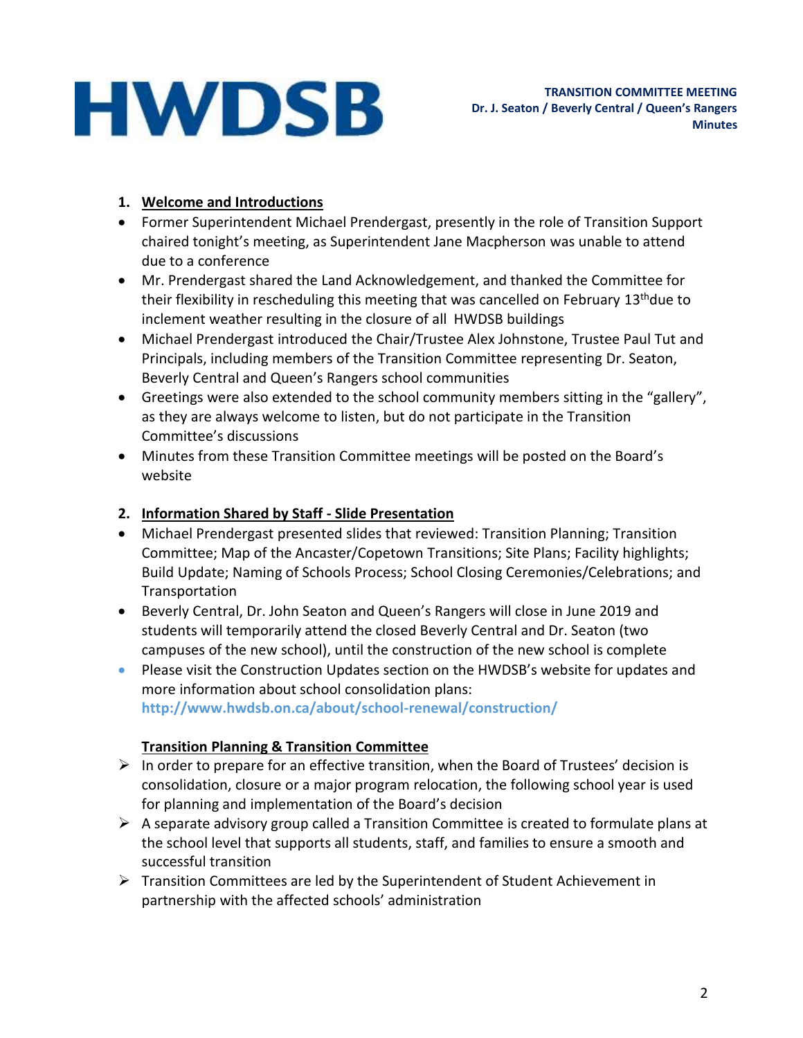**TRANSITION COMMITTEE MEETING**
**Dr. J. Seaton / Beverly Central / Queen's Rangers**
**Minutes**

1. **Welcome and Introductions**

- Former Superintendent Michael Prendergast, presently in the role of Transition Support chaired tonight's meeting, as Superintendent Jane Macpherson was unable to attend due to a conference
- Mr. Prendergast shared the Land Acknowledgement, and thanked the Committee for their flexibility in rescheduling this meeting that was cancelled on February 13th due to inclement weather resulting in the closure of all HWDSB buildings
- Michael Prendergast introduced the Chair/Trustee Alex Johnstone, Trustee Paul Tut and Principals, including members of the Transition Committee representing Dr. Seaton, Beverly Central and Queen's Rangers school communities
- Greetings were also extended to the school community members sitting in the "gallery", as they are always welcome to listen, but do not participate in the Transition Committee's discussions
- Minutes from these Transition Committee meetings will be posted on the Board's website

2. **Information Shared by Staff - Slide Presentation**

- Michael Prendergast presented slides that reviewed: Transition Planning; Transition Committee; Map of the Ancaster/Copetown Transitions; Site Plans; Facility highlights; Build Update; Naming of Schools Process; School Closing Ceremonies/Celebrations; and Transportation
- Beverly Central, Dr. John Seaton and Queen's Rangers will close in June 2019 and students will temporarily attend the closed Beverly Central and Dr. Seaton (two campuses of the new school), until the construction of the new school is complete
- Please visit the Construction Updates section on the HWDSB's website for updates and more information about school consolidation plans: **http://www.hwdsb.on.ca/about/school-renewal/construction/**

**Transition Planning & Transition Committee**

- In order to prepare for an effective transition, when the Board of Trustees' decision is consolidation, closure or a major program relocation, the following school year is used for planning and implementation of the Board's decision
- A separate advisory group called a Transition Committee is created to formulate plans at the school level that supports all students, staff, and families to ensure a smooth and successful transition
- Transition Committees are led by the Superintendent of Student Achievement in partnership with the affected schools' administration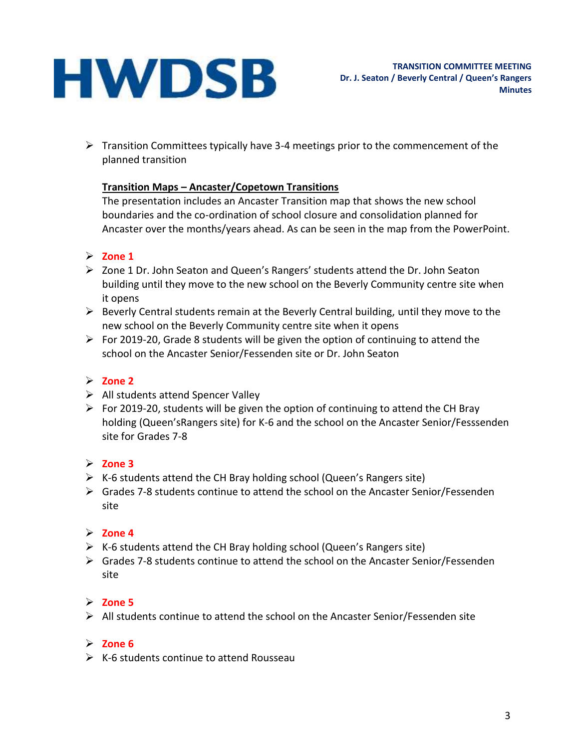- Transition Committees typically have 3-4 meetings prior to the commencement of the planned transition

**Transition Maps – Ancaster/Copetown Transitions**

The presentation includes an Ancaster Transition map that shows the new school boundaries and the co-ordination of school closure and consolidation planned for Ancaster over the months/years ahead. As can be seen in the map from the PowerPoint.

- **Zone 1**
- Zone 1 Dr. John Seaton and Queen's Rangers' students attend the Dr. John Seaton building until they move to the new school on the Beverly Community centre site when it opens
- Beverly Central students remain at the Beverly Central building, until they move to the new school on the Beverly Community centre site when it opens
- For 2019-20, Grade 8 students will be given the option of continuing to attend the school on the Ancaster Senior/Fessenden site or Dr. John Seaton

- **Zone 2**
- All students attend Spencer Valley
- For 2019-20, students will be given the option of continuing to attend the CH Bray holding (Queen'sRangers site) for K-6 and the school on the Ancaster Senior/Fesssenden site for Grades 7-8

- **Zone 3**
- K-6 students attend the CH Bray holding school (Queen's Rangers site)
- Grades 7-8 students continue to attend the school on the Ancaster Senior/Fessenden site

- **Zone 4**
- K-6 students attend the CH Bray holding school (Queen's Rangers site)
- Grades 7-8 students continue to attend the school on the Ancaster Senior/Fessenden site

- **Zone 5**
- All students continue to attend the school on the Ancaster Senior/Fessenden site

- **Zone 6**
- K-6 students continue to attend Rousseau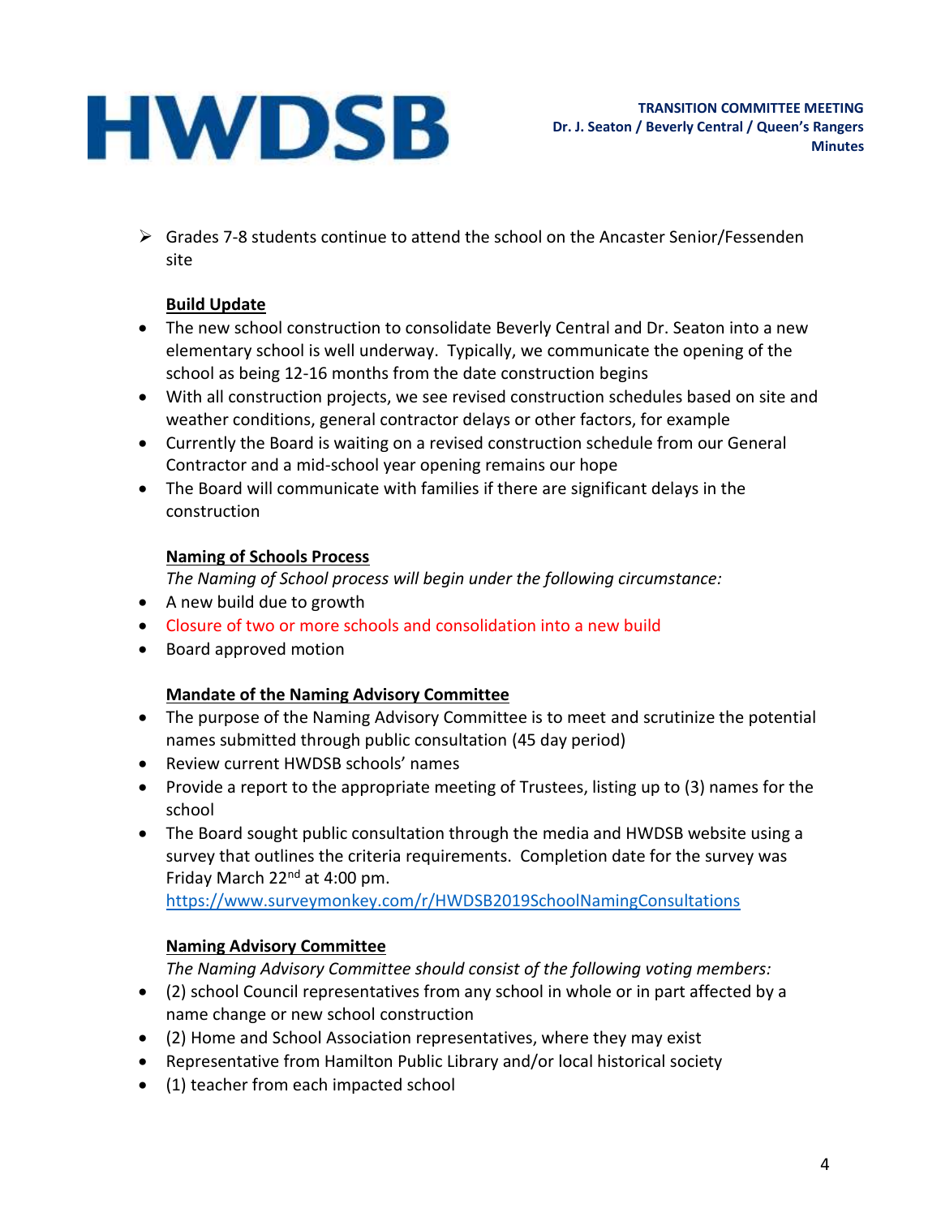- Grades 7-8 students continue to attend the school on the Ancaster Senior/Fessenden site

**Build Update**

- The new school construction to consolidate Beverly Central and Dr. Seaton into a new elementary school is well underway. Typically, we communicate the opening of the school as being 12-16 months from the date construction begins
- With all construction projects, we see revised construction schedules based on site and weather conditions, general contractor delays or other factors, for example
- Currently the Board is waiting on a revised construction schedule from our General Contractor and a mid-school year opening remains our hope
- The Board will communicate with families if there are significant delays in the construction

**Naming of Schools Process**

*The Naming of School process will begin under the following circumstance:*

- A new build due to growth
- Closure of two or more schools and consolidation into a new build
- Board approved motion

**Mandate of the Naming Advisory Committee**

- The purpose of the Naming Advisory Committee is to meet and scrutinize the potential names submitted through public consultation (45 day period)
- Review current HWDSB schools' names
- Provide a report to the appropriate meeting of Trustees, listing up to (3) names for the school
- The Board sought public consultation through the media and HWDSB website using a survey that outlines the criteria requirements. Completion date for the survey was Friday March 22nd at 4:00 pm.
  https://www.surveymonkey.com/r/HWDSB2019SchoolNamingConsultations

**Naming Advisory Committee**

*The Naming Advisory Committee should consist of the following voting members:*

- (2) school Council representatives from any school in whole or in part affected by a name change or new school construction
- (2) Home and School Association representatives, where they may exist
- Representative from Hamilton Public Library and/or local historical society
- (1) teacher from each impacted school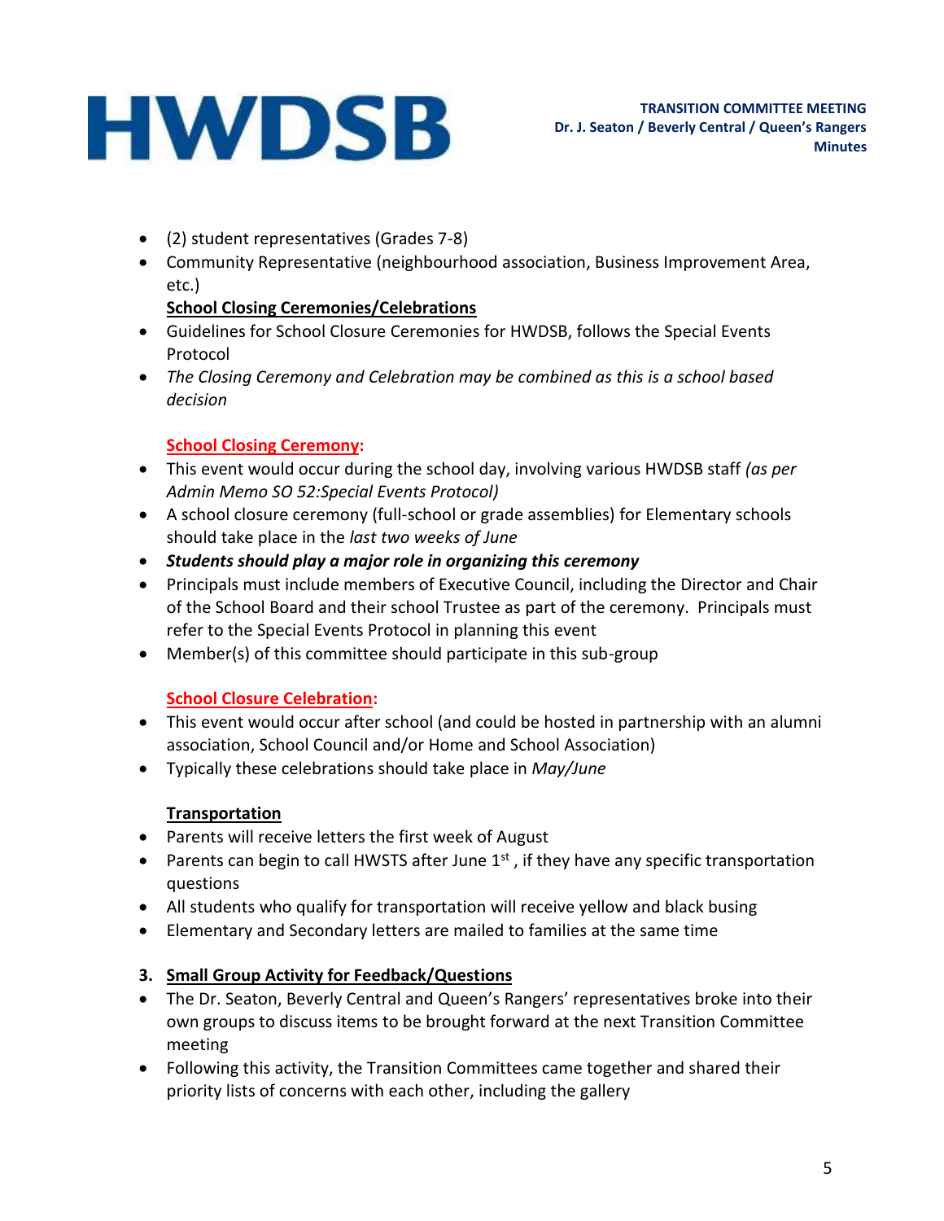- (2) student representatives (Grades 7-8)
- Community Representative (neighbourhood association, Business Improvement Area, etc.)

**School Closing Ceremonies/Celebrations**

- Guidelines for School Closure Ceremonies for HWDSB, follows the Special Events Protocol
- *The Closing Ceremony and Celebration may be combined as this is a school based decision*

**School Closing Ceremony:**

- This event would occur during the school day, involving various HWDSB staff *(as per Admin Memo SO 52:Special Events Protocol)*
- A school closure ceremony (full-school or grade assemblies) for Elementary schools should take place in the *last two weeks of June*
- ***Students should play a major role in organizing this ceremony***
- Principals must include members of Executive Council, including the Director and Chair of the School Board and their school Trustee as part of the ceremony. Principals must refer to the Special Events Protocol in planning this event
- Member(s) of this committee should participate in this sub-group

**School Closure Celebration:**

- This event would occur after school (and could be hosted in partnership with an alumni association, School Council and/or Home and School Association)
- Typically these celebrations should take place in *May/June*

**Transportation**

- Parents will receive letters the first week of August
- Parents can begin to call HWSTS after June 1st , if they have any specific transportation questions
- All students who qualify for transportation will receive yellow and black busing
- Elementary and Secondary letters are mailed to families at the same time

3. **Small Group Activity for Feedback/Questions**

- The Dr. Seaton, Beverly Central and Queen's Rangers' representatives broke into their own groups to discuss items to be brought forward at the next Transition Committee meeting
- Following this activity, the Transition Committees came together and shared their priority lists of concerns with each other, including the gallery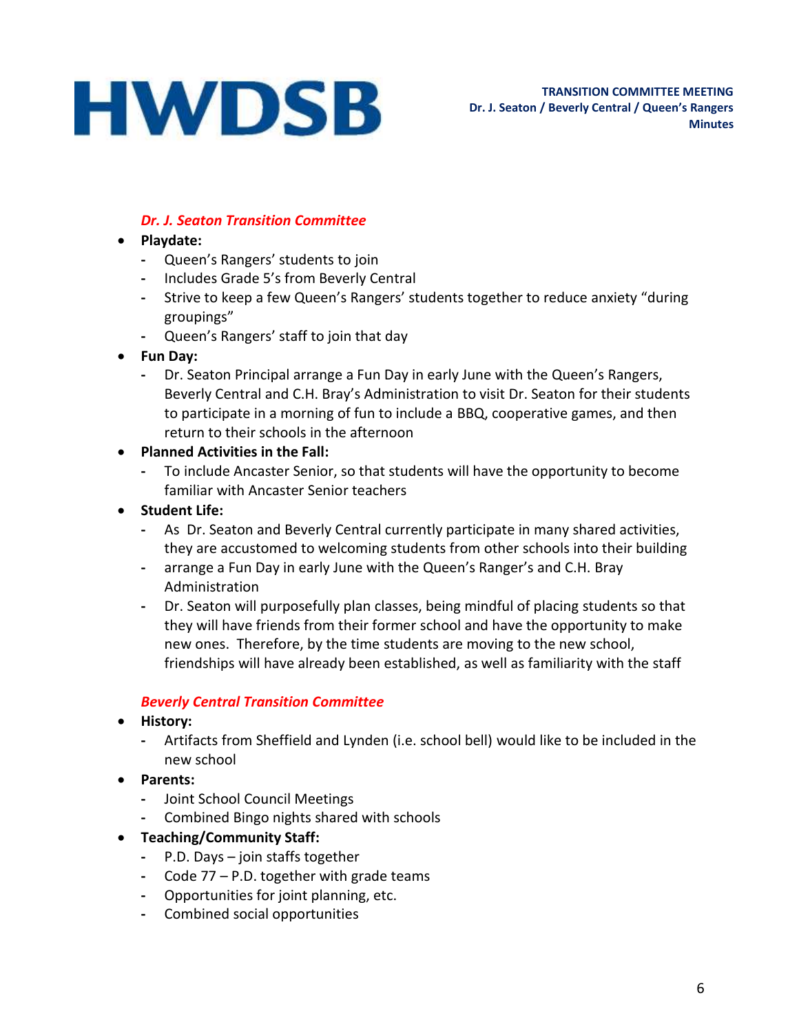***Dr. J. Seaton Transition Committee***

- **Playdate:**
  - Queen's Rangers' students to join
  - Includes Grade 5's from Beverly Central
  - Strive to keep a few Queen's Rangers' students together to reduce anxiety "during groupings"
  - Queen's Rangers' staff to join that day
- **Fun Day:**
  - Dr. Seaton Principal arrange a Fun Day in early June with the Queen's Rangers, Beverly Central and C.H. Bray's Administration to visit Dr. Seaton for their students to participate in a morning of fun to include a BBQ, cooperative games, and then return to their schools in the afternoon
- **Planned Activities in the Fall:**
  - To include Ancaster Senior, so that students will have the opportunity to become familiar with Ancaster Senior teachers
- **Student Life:**
  - As Dr. Seaton and Beverly Central currently participate in many shared activities, they are accustomed to welcoming students from other schools into their building
  - arrange a Fun Day in early June with the Queen's Ranger's and C.H. Bray Administration
  - Dr. Seaton will purposefully plan classes, being mindful of placing students so that they will have friends from their former school and have the opportunity to make new ones. Therefore, by the time students are moving to the new school, friendships will have already been established, as well as familiarity with the staff

***Beverly Central Transition Committee***

- **History:**
  - Artifacts from Sheffield and Lynden (i.e. school bell) would like to be included in the new school
- **Parents:**
  - Joint School Council Meetings
  - Combined Bingo nights shared with schools
- **Teaching/Community Staff:**
  - P.D. Days – join staffs together
  - Code 77 – P.D. together with grade teams
  - Opportunities for joint planning, etc.
  - Combined social opportunities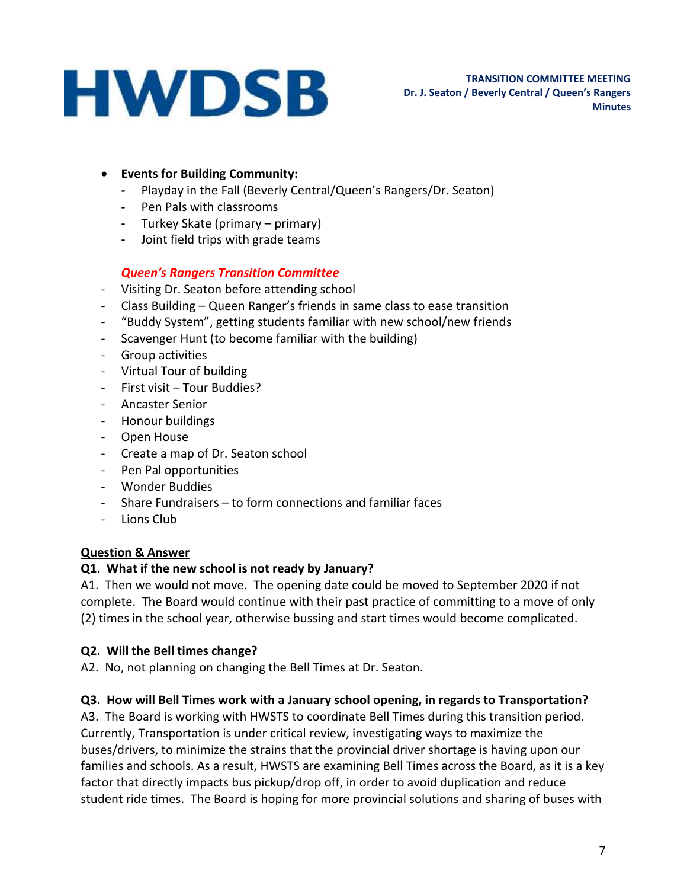- **Events for Building Community:**
  - Playday in the Fall (Beverly Central/Queen's Rangers/Dr. Seaton)
  - Pen Pals with classrooms
  - Turkey Skate (primary – primary)
  - Joint field trips with grade teams

***Queen's Rangers Transition Committee***

- Visiting Dr. Seaton before attending school
- Class Building – Queen Ranger's friends in same class to ease transition
- "Buddy System", getting students familiar with new school/new friends
- Scavenger Hunt (to become familiar with the building)
- Group activities
- Virtual Tour of building
- First visit – Tour Buddies?
- Ancaster Senior
- Honour buildings
- Open House
- Create a map of Dr. Seaton school
- Pen Pal opportunities
- Wonder Buddies
- Share Fundraisers – to form connections and familiar faces
- Lions Club

**Question & Answer**

**Q1. What if the new school is not ready by January?**

A1. Then we would not move. The opening date could be moved to September 2020 if not complete. The Board would continue with their past practice of committing to a move of only (2) times in the school year, otherwise bussing and start times would become complicated.

**Q2. Will the Bell times change?**

A2. No, not planning on changing the Bell Times at Dr. Seaton.

**Q3. How will Bell Times work with a January school opening, in regards to Transportation?**

A3. The Board is working with HWSTS to coordinate Bell Times during this transition period. Currently, Transportation is under critical review, investigating ways to maximize the buses/drivers, to minimize the strains that the provincial driver shortage is having upon our families and schools. As a result, HWSTS are examining Bell Times across the Board, as it is a key factor that directly impacts bus pickup/drop off, in order to avoid duplication and reduce student ride times. The Board is hoping for more provincial solutions and sharing of buses with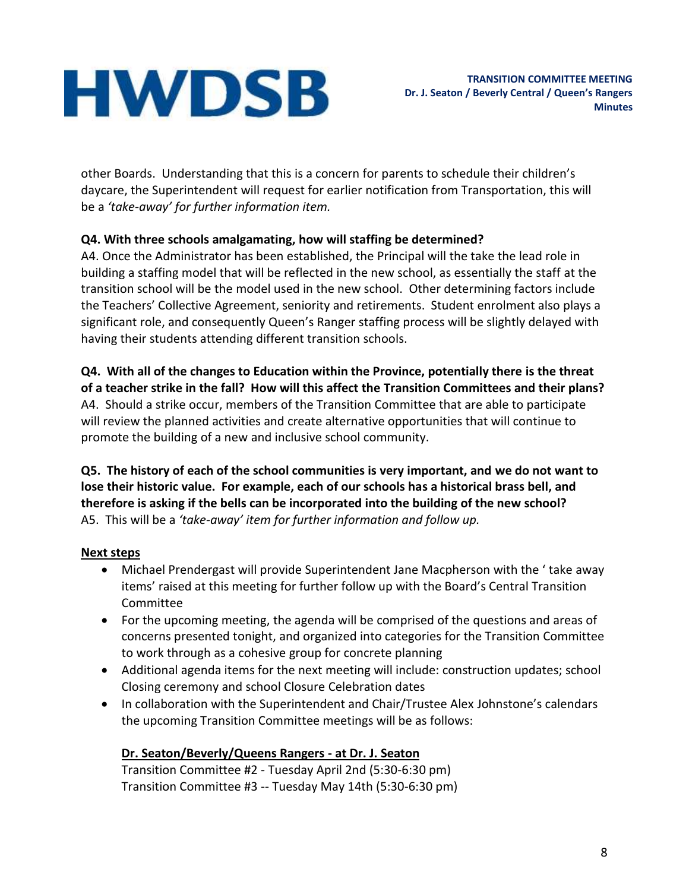other Boards. Understanding that this is a concern for parents to schedule their children's daycare, the Superintendent will request for earlier notification from Transportation, this will be a *'take-away' for further information item.*

**Q4. With three schools amalgamating, how will staffing be determined?**
A4. Once the Administrator has been established, the Principal will the take the lead role in building a staffing model that will be reflected in the new school, as essentially the staff at the transition school will be the model used in the new school. Other determining factors include the Teachers' Collective Agreement, seniority and retirements. Student enrolment also plays a significant role, and consequently Queen's Ranger staffing process will be slightly delayed with having their students attending different transition schools.

**Q4. With all of the changes to Education within the Province, potentially there is the threat of a teacher strike in the fall? How will this affect the Transition Committees and their plans?**
A4. Should a strike occur, members of the Transition Committee that are able to participate will review the planned activities and create alternative opportunities that will continue to promote the building of a new and inclusive school community.

**Q5. The history of each of the school communities is very important, and we do not want to lose their historic value. For example, each of our schools has a historical brass bell, and therefore is asking if the bells can be incorporated into the building of the new school?**
A5. This will be a *'take-away' item for further information and follow up.*

**<u>Next steps</u>**

- Michael Prendergast will provide Superintendent Jane Macpherson with the ' take away items' raised at this meeting for further follow up with the Board's Central Transition Committee
- For the upcoming meeting, the agenda will be comprised of the questions and areas of concerns presented tonight, and organized into categories for the Transition Committee to work through as a cohesive group for concrete planning
- Additional agenda items for the next meeting will include: construction updates; school Closing ceremony and school Closure Celebration dates
- In collaboration with the Superintendent and Chair/Trustee Alex Johnstone's calendars the upcoming Transition Committee meetings will be as follows:

  **<u>Dr. Seaton/Beverly/Queens Rangers - at Dr. J. Seaton</u>**
  Transition Committee #2 - Tuesday April 2nd (5:30-6:30 pm)
  Transition Committee #3 -- Tuesday May 14th (5:30-6:30 pm)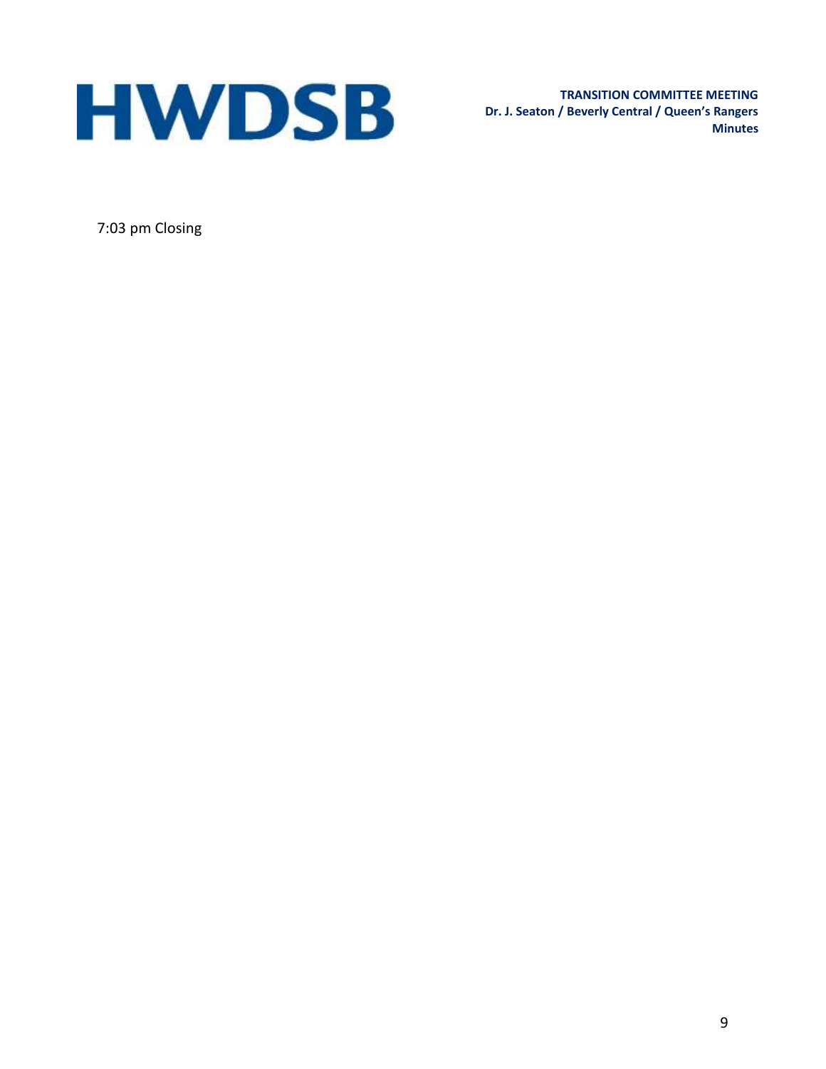7:03 pm Closing